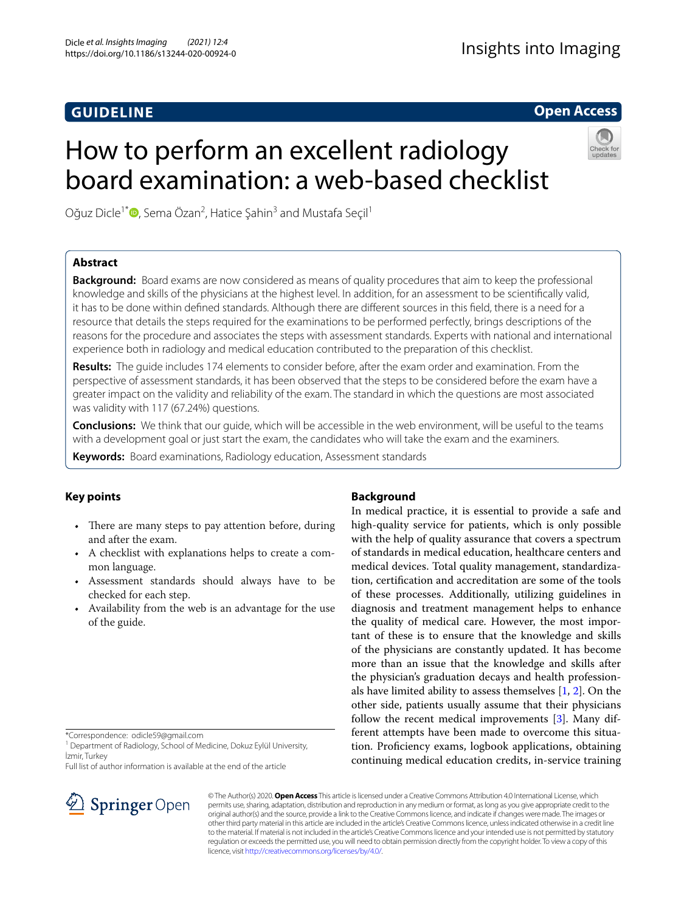GUIDELINE

Open Access

# How to perform an excellent radiology board examination: a web-based checklist

Oğuz Dicle[1*], Sema Özan[2], Hatice Şahin[3] and Mustafa Seçil[1]

## Abstract

**Background:** Board exams are now considered as means of quality procedures that aim to keep the professional knowledge and skills of the physicians at the highest level. In addition, for an assessment to be scientifically valid, it has to be done within defined standards. Although there are different sources in this field, there is a need for a resource that details the steps required for the examinations to be performed perfectly, brings descriptions of the reasons for the procedure and associates the steps with assessment standards. Experts with national and international experience both in radiology and medical education contributed to the preparation of this checklist.

**Results:** The guide includes 174 elements to consider before, after the exam order and examination. From the perspective of assessment standards, it has been observed that the steps to be considered before the exam have a greater impact on the validity and reliability of the exam. The standard in which the questions are most associated was validity with 117 (67.24%) questions.

**Conclusions:** We think that our guide, which will be accessible in the web environment, will be useful to the teams with a development goal or just start the exam, the candidates who will take the exam and the examiners.

**Keywords:** Board examinations, Radiology education, Assessment standards

## Key points

- There are many steps to pay attention before, during and after the exam.
- A checklist with explanations helps to create a common language.
- Assessment standards should always have to be checked for each step.
- Availability from the web is an advantage for the use of the guide.

## Background

In medical practice, it is essential to provide a safe and high-quality service for patients, which is only possible with the help of quality assurance that covers a spectrum of standards in medical education, healthcare centers and medical devices. Total quality management, standardization, certification and accreditation are some of the tools of these processes. Additionally, utilizing guidelines in diagnosis and treatment management helps to enhance the quality of medical care. However, the most important of these is to ensure that the knowledge and skills of the physicians are constantly updated. It has become more than an issue that the knowledge and skills after the physician's graduation decays and health professionals have limited ability to assess themselves [1, 2]. On the other side, patients usually assume that their physicians follow the recent medical improvements [3]. Many different attempts have been made to overcome this situation. Proficiency exams, logbook applications, obtaining continuing medical education credits, in-service training

*Correspondence: odicle59@gmail.com

[1] Department of Radiology, School of Medicine, Dokuz Eylül University, İzmir, Turkey

Full list of author information is available at the end of the article

© The Author(s) 2020. **Open Access** This article is licensed under a Creative Commons Attribution 4.0 International License, which permits use, sharing, adaptation, distribution and reproduction in any medium or format, as long as you give appropriate credit to the original author(s) and the source, provide a link to the Creative Commons licence, and indicate if changes were made. The images or other third party material in this article are included in the article's Creative Commons licence, unless indicated otherwise in a credit line to the material. If material is not included in the article's Creative Commons licence and your intended use is not permitted by statutory regulation or exceeds the permitted use, you will need to obtain permission directly from the copyright holder. To view a copy of this licence, visit http://creativecommons.org/licenses/by/4.0/.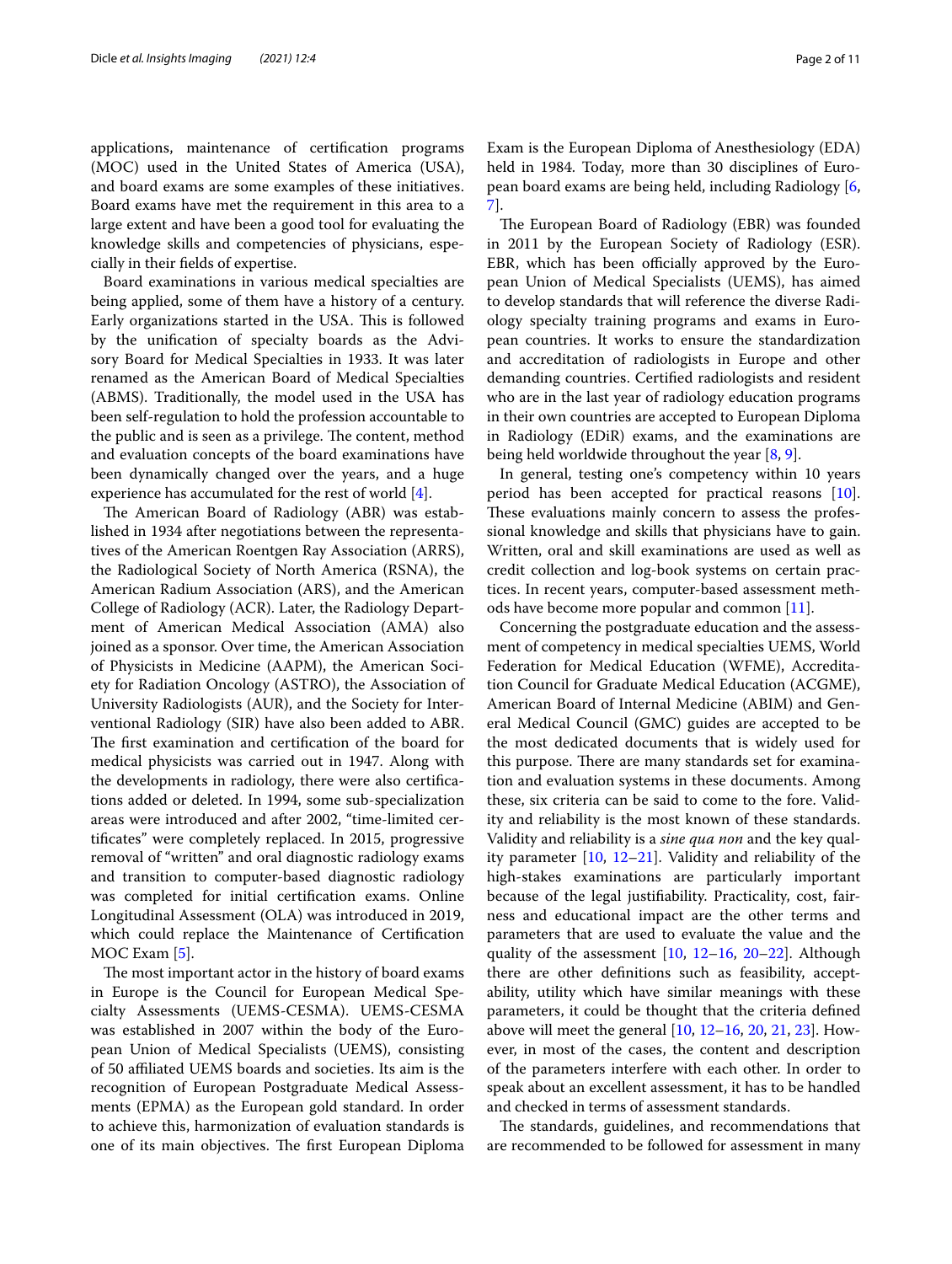applications, maintenance of certification programs (MOC) used in the United States of America (USA), and board exams are some examples of these initiatives. Board exams have met the requirement in this area to a large extent and have been a good tool for evaluating the knowledge skills and competencies of physicians, especially in their fields of expertise.

Board examinations in various medical specialties are being applied, some of them have a history of a century. Early organizations started in the USA. This is followed by the unification of specialty boards as the Advisory Board for Medical Specialties in 1933. It was later renamed as the American Board of Medical Specialties (ABMS). Traditionally, the model used in the USA has been self-regulation to hold the profession accountable to the public and is seen as a privilege. The content, method and evaluation concepts of the board examinations have been dynamically changed over the years, and a huge experience has accumulated for the rest of world [4].

The American Board of Radiology (ABR) was established in 1934 after negotiations between the representatives of the American Roentgen Ray Association (ARRS), the Radiological Society of North America (RSNA), the American Radium Association (ARS), and the American College of Radiology (ACR). Later, the Radiology Department of American Medical Association (AMA) also joined as a sponsor. Over time, the American Association of Physicists in Medicine (AAPM), the American Society for Radiation Oncology (ASTRO), the Association of University Radiologists (AUR), and the Society for Interventional Radiology (SIR) have also been added to ABR. The first examination and certification of the board for medical physicists was carried out in 1947. Along with the developments in radiology, there were also certifications added or deleted. In 1994, some sub-specialization areas were introduced and after 2002, "time-limited certificates" were completely replaced. In 2015, progressive removal of "written" and oral diagnostic radiology exams and transition to computer-based diagnostic radiology was completed for initial certification exams. Online Longitudinal Assessment (OLA) was introduced in 2019, which could replace the Maintenance of Certification MOC Exam [5].

The most important actor in the history of board exams in Europe is the Council for European Medical Specialty Assessments (UEMS-CESMA). UEMS-CESMA was established in 2007 within the body of the European Union of Medical Specialists (UEMS), consisting of 50 affiliated UEMS boards and societies. Its aim is the recognition of European Postgraduate Medical Assessments (EPMA) as the European gold standard. In order to achieve this, harmonization of evaluation standards is one of its main objectives. The first European Diploma Exam is the European Diploma of Anesthesiology (EDA) held in 1984. Today, more than 30 disciplines of European board exams are being held, including Radiology [6, 7].

The European Board of Radiology (EBR) was founded in 2011 by the European Society of Radiology (ESR). EBR, which has been officially approved by the European Union of Medical Specialists (UEMS), has aimed to develop standards that will reference the diverse Radiology specialty training programs and exams in European countries. It works to ensure the standardization and accreditation of radiologists in Europe and other demanding countries. Certified radiologists and resident who are in the last year of radiology education programs in their own countries are accepted to European Diploma in Radiology (EDiR) exams, and the examinations are being held worldwide throughout the year [8, 9].

In general, testing one's competency within 10 years period has been accepted for practical reasons [10]. These evaluations mainly concern to assess the professional knowledge and skills that physicians have to gain. Written, oral and skill examinations are used as well as credit collection and log-book systems on certain practices. In recent years, computer-based assessment methods have become more popular and common [11].

Concerning the postgraduate education and the assessment of competency in medical specialties UEMS, World Federation for Medical Education (WFME), Accreditation Council for Graduate Medical Education (ACGME), American Board of Internal Medicine (ABIM) and General Medical Council (GMC) guides are accepted to be the most dedicated documents that is widely used for this purpose. There are many standards set for examination and evaluation systems in these documents. Among these, six criteria can be said to come to the fore. Validity and reliability is the most known of these standards. Validity and reliability is a *sine qua non* and the key quality parameter [10, 12–21]. Validity and reliability of the high-stakes examinations are particularly important because of the legal justifiability. Practicality, cost, fairness and educational impact are the other terms and parameters that are used to evaluate the value and the quality of the assessment [10, 12–16, 20–22]. Although there are other definitions such as feasibility, acceptability, utility which have similar meanings with these parameters, it could be thought that the criteria defined above will meet the general [10, 12–16, 20, 21, 23]. However, in most of the cases, the content and description of the parameters interfere with each other. In order to speak about an excellent assessment, it has to be handled and checked in terms of assessment standards.

The standards, guidelines, and recommendations that are recommended to be followed for assessment in many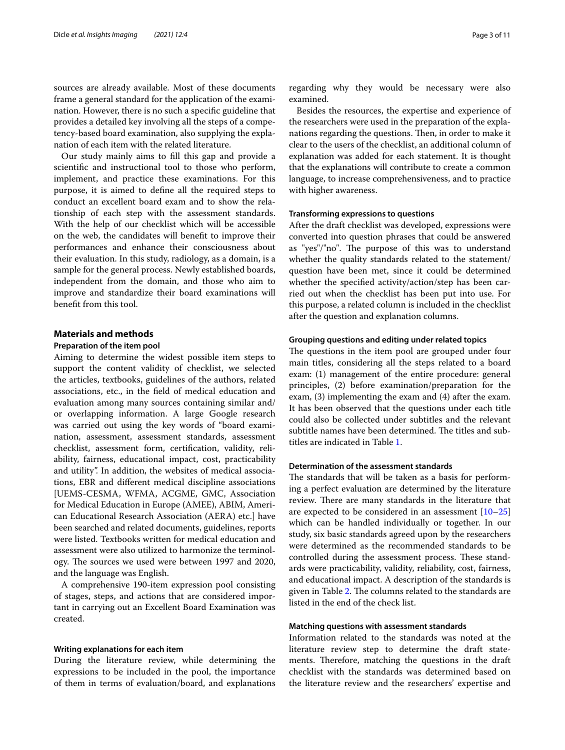sources are already available. Most of these documents frame a general standard for the application of the examination. However, there is no such a specific guideline that provides a detailed key involving all the steps of a competency-based board examination, also supplying the explanation of each item with the related literature.

Our study mainly aims to fill this gap and provide a scientific and instructional tool to those who perform, implement, and practice these examinations. For this purpose, it is aimed to define all the required steps to conduct an excellent board exam and to show the relationship of each step with the assessment standards. With the help of our checklist which will be accessible on the web, the candidates will benefit to improve their performances and enhance their consciousness about their evaluation. In this study, radiology, as a domain, is a sample for the general process. Newly established boards, independent from the domain, and those who aim to improve and standardize their board examinations will benefit from this tool.

## Materials and methods

### Preparation of the item pool

Aiming to determine the widest possible item steps to support the content validity of checklist, we selected the articles, textbooks, guidelines of the authors, related associations, etc., in the field of medical education and evaluation among many sources containing similar and/or overlapping information. A large Google research was carried out using the key words of "board examination, assessment, assessment standards, assessment checklist, assessment form, certification, validity, reliability, fairness, educational impact, cost, practicability and utility". In addition, the websites of medical associations, EBR and different medical discipline associations [UEMS-CESMA, WFMA, ACGME, GMC, Association for Medical Education in Europe (AMEE), ABIM, American Educational Research Association (AERA) etc.] have been searched and related documents, guidelines, reports were listed. Textbooks written for medical education and assessment were also utilized to harmonize the terminology. The sources we used were between 1997 and 2020, and the language was English.

A comprehensive 190-item expression pool consisting of stages, steps, and actions that are considered important in carrying out an Excellent Board Examination was created.

### Writing explanations for each item

During the literature review, while determining the expressions to be included in the pool, the importance of them in terms of evaluation/board, and explanations regarding why they would be necessary were also examined.

Besides the resources, the expertise and experience of the researchers were used in the preparation of the explanations regarding the questions. Then, in order to make it clear to the users of the checklist, an additional column of explanation was added for each statement. It is thought that the explanations will contribute to create a common language, to increase comprehensiveness, and to practice with higher awareness.

### Transforming expressions to questions

After the draft checklist was developed, expressions were converted into question phrases that could be answered as "yes"/"no". The purpose of this was to understand whether the quality standards related to the statement/question have been met, since it could be determined whether the specified activity/action/step has been carried out when the checklist has been put into use. For this purpose, a related column is included in the checklist after the question and explanation columns.

### Grouping questions and editing under related topics

The questions in the item pool are grouped under four main titles, considering all the steps related to a board exam: (1) management of the entire procedure: general principles, (2) before examination/preparation for the exam, (3) implementing the exam and (4) after the exam. It has been observed that the questions under each title could also be collected under subtitles and the relevant subtitle names have been determined. The titles and subtitles are indicated in Table 1.

### Determination of the assessment standards

The standards that will be taken as a basis for performing a perfect evaluation are determined by the literature review. There are many standards in the literature that are expected to be considered in an assessment [10–25] which can be handled individually or together. In our study, six basic standards agreed upon by the researchers were determined as the recommended standards to be controlled during the assessment process. These standards were practicability, validity, reliability, cost, fairness, and educational impact. A description of the standards is given in Table 2. The columns related to the standards are listed in the end of the check list.

### Matching questions with assessment standards

Information related to the standards was noted at the literature review step to determine the draft statements. Therefore, matching the questions in the draft checklist with the standards was determined based on the literature review and the researchers' expertise and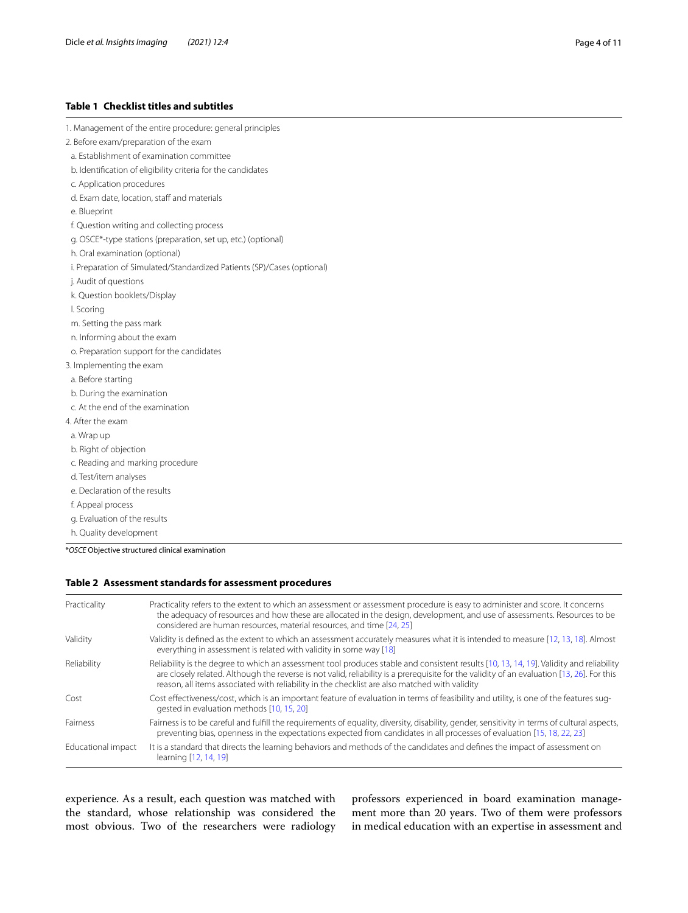**Table 1 Checklist titles and subtitles**

| |
|---|
| 1. Management of the entire procedure: general principles |
| 2. Before exam/preparation of the exam |
| a. Establishment of examination committee |
| b. Identification of eligibility criteria for the candidates |
| c. Application procedures |
| d. Exam date, location, staff and materials |
| e. Blueprint |
| f. Question writing and collecting process |
| g. OSCE*-type stations (preparation, set up, etc.) (optional) |
| h. Oral examination (optional) |
| i. Preparation of Simulated/Standardized Patients (SP)/Cases (optional) |
| j. Audit of questions |
| k. Question booklets/Display |
| l. Scoring |
| m. Setting the pass mark |
| n. Informing about the exam |
| o. Preparation support for the candidates |
| 3. Implementing the exam |
| a. Before starting |
| b. During the examination |
| c. At the end of the examination |
| 4. After the exam |
| a. Wrap up |
| b. Right of objection |
| c. Reading and marking procedure |
| d. Test/item analyses |
| e. Declaration of the results |
| f. Appeal process |
| g. Evaluation of the results |
| h. Quality development |

*_OSCE_ Objective structured clinical examination

**Table 2 Assessment standards for assessment procedures**

| | |
|---|---|
| Practicality | Practicality refers to the extent to which an assessment or assessment procedure is easy to administer and score. It concerns the adequacy of resources and how these are allocated in the design, development, and use of assessments. Resources to be considered are human resources, material resources, and time [24, 25] |
| Validity | Validity is defined as the extent to which an assessment accurately measures what it is intended to measure [12, 13, 18]. Almost everything in assessment is related with validity in some way [18] |
| Reliability | Reliability is the degree to which an assessment tool produces stable and consistent results [10, 13, 14, 19]. Validity and reliability are closely related. Although the reverse is not valid, reliability is a prerequisite for the validity of an evaluation [13, 26]. For this reason, all items associated with reliability in the checklist are also matched with validity |
| Cost | Cost effectiveness/cost, which is an important feature of evaluation in terms of feasibility and utility, is one of the features suggested in evaluation methods [10, 15, 20] |
| Fairness | Fairness is to be careful and fulfill the requirements of equality, diversity, disability, gender, sensitivity in terms of cultural aspects, preventing bias, openness in the expectations expected from candidates in all processes of evaluation [15, 18, 22, 23] |
| Educational impact | It is a standard that directs the learning behaviors and methods of the candidates and defines the impact of assessment on learning [12, 14, 19] |

experience. As a result, each question was matched with the standard, whose relationship was considered the most obvious. Two of the researchers were radiology professors experienced in board examination management more than 20 years. Two of them were professors in medical education with an expertise in assessment and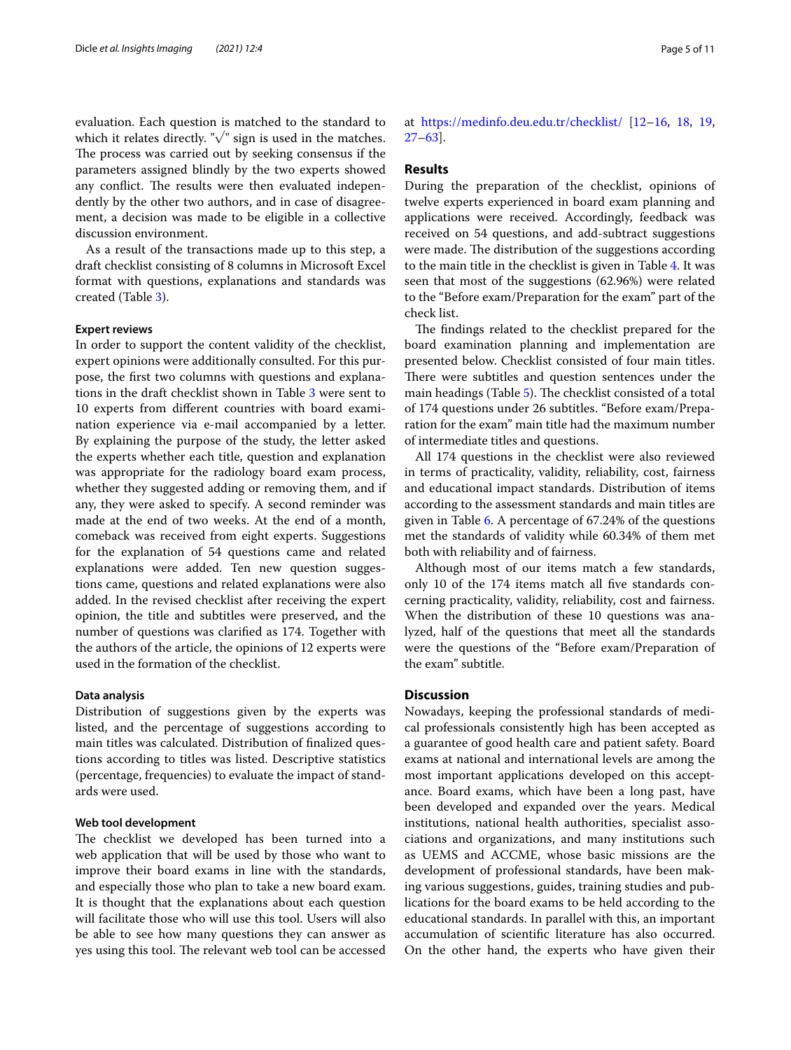evaluation. Each question is matched to the standard to which it relates directly. "√" sign is used in the matches. The process was carried out by seeking consensus if the parameters assigned blindly by the two experts showed any conflict. The results were then evaluated independently by the other two authors, and in case of disagreement, a decision was made to be eligible in a collective discussion environment.

As a result of the transactions made up to this step, a draft checklist consisting of 8 columns in Microsoft Excel format with questions, explanations and standards was created (Table 3).

### Expert reviews

In order to support the content validity of the checklist, expert opinions were additionally consulted. For this purpose, the first two columns with questions and explanations in the draft checklist shown in Table 3 were sent to 10 experts from different countries with board examination experience via e-mail accompanied by a letter. By explaining the purpose of the study, the letter asked the experts whether each title, question and explanation was appropriate for the radiology board exam process, whether they suggested adding or removing them, and if any, they were asked to specify. A second reminder was made at the end of two weeks. At the end of a month, comeback was received from eight experts. Suggestions for the explanation of 54 questions came and related explanations were added. Ten new question suggestions came, questions and related explanations were also added. In the revised checklist after receiving the expert opinion, the title and subtitles were preserved, and the number of questions was clarified as 174. Together with the authors of the article, the opinions of 12 experts were used in the formation of the checklist.

### Data analysis

Distribution of suggestions given by the experts was listed, and the percentage of suggestions according to main titles was calculated. Distribution of finalized questions according to titles was listed. Descriptive statistics (percentage, frequencies) to evaluate the impact of standards were used.

### Web tool development

The checklist we developed has been turned into a web application that will be used by those who want to improve their board exams in line with the standards, and especially those who plan to take a new board exam. It is thought that the explanations about each question will facilitate those who will use this tool. Users will also be able to see how many questions they can answer as yes using this tool. The relevant web tool can be accessed at https://medinfo.deu.edu.tr/checklist/ [12–16, 18, 19, 27–63].

## Results

During the preparation of the checklist, opinions of twelve experts experienced in board exam planning and applications were received. Accordingly, feedback was received on 54 questions, and add-subtract suggestions were made. The distribution of the suggestions according to the main title in the checklist is given in Table 4. It was seen that most of the suggestions (62.96%) were related to the "Before exam/Preparation for the exam" part of the check list.

The findings related to the checklist prepared for the board examination planning and implementation are presented below. Checklist consisted of four main titles. There were subtitles and question sentences under the main headings (Table 5). The checklist consisted of a total of 174 questions under 26 subtitles. "Before exam/Preparation for the exam" main title had the maximum number of intermediate titles and questions.

All 174 questions in the checklist were also reviewed in terms of practicality, validity, reliability, cost, fairness and educational impact standards. Distribution of items according to the assessment standards and main titles are given in Table 6. A percentage of 67.24% of the questions met the standards of validity while 60.34% of them met both with reliability and of fairness.

Although most of our items match a few standards, only 10 of the 174 items match all five standards concerning practicality, validity, reliability, cost and fairness. When the distribution of these 10 questions was analyzed, half of the questions that meet all the standards were the questions of the "Before exam/Preparation of the exam" subtitle.

## Discussion

Nowadays, keeping the professional standards of medical professionals consistently high has been accepted as a guarantee of good health care and patient safety. Board exams at national and international levels are among the most important applications developed on this acceptance. Board exams, which have been a long past, have been developed and expanded over the years. Medical institutions, national health authorities, specialist associations and organizations, and many institutions such as UEMS and ACCME, whose basic missions are the development of professional standards, have been making various suggestions, guides, training studies and publications for the board exams to be held according to the educational standards. In parallel with this, an important accumulation of scientific literature has also occurred. On the other hand, the experts who have given their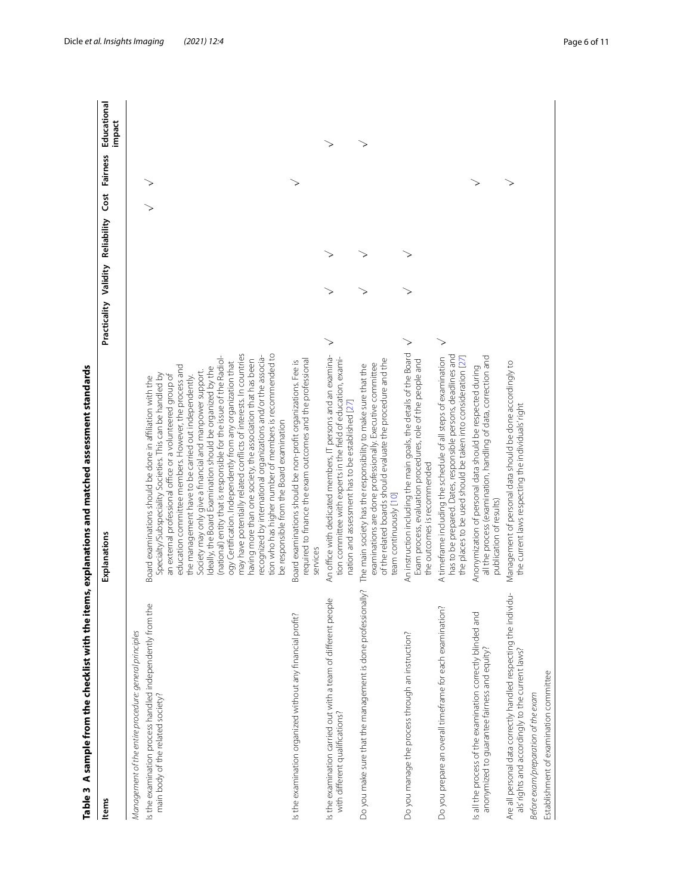**Table 3 A sample from the checklist with the items, explanations and matched assessment standards**

| Items | Explanations | Practicality | Validity | Reliability | Cost | Fairness | Educational impact |
|---|---|---|---|---|---|---|---|
| *Management of the entire procedure: general principles* | | | | | | | |
| Is the examination process handled independently from the main body of the related society? | Board examinations should be done in affiliation with the Specialty/Subspeciality Societies. This can be handled by an external professional office or a volunteered group of education committee members. However, the process and the management have to be carried out independently. Society may only give a financial and manpower support. Ideally, the Board Examination should be organized by the (national) entity that is responsible for the issue of the Radiology Certification. Independently from any organization that may have potentially related conflicts of interests. In countries having more than one society, the association that has been recognized by international organizations and/or the association who has higher number of members is recommended to be responsible from the Board examination | | | | √ | √ | |
| Is the examination organized without any financial profit? | Board examinations should be non-profit organizations. Fee is required to finance the exam outcomes and the professional services | | | | | √ | |
| Is the examination carried out with a team of different people with different qualifications? | An office with dedicated members, IT persons and an examination committee with experts in the field of education, examination and assessment has to be established [27] | √ | √ | √ | | | √ |
| Do you make sure that the management is done professionally? | The main society has the responsibility to make sure that the examinations are done professionally. Executive committee of the related boards should evaluate the procedure and the team continuously [10] | | √ | √ | | | √ |
| Do you manage the process through an instruction? | An instruction including the main goals, the details of the Board Exam process, evaluation procedures, role of the people and the outcomes is recommended | √ | √ | √ | | | |
| Do you prepare an overall timeframe for each examination? | A timeframe including the schedule of all steps of examination has to be prepared. Dates, responsible persons, deadlines and the places to be used should be taken into consideration [27] | √ | | | | | |
| Is all the process of the examination correctly blinded and anonymized to guarantee fairness and equity? | Anonymization of personal data should be respected during all the process (examination, handling of data, correction and publication of results) | | | | | √ | |
| Are all personal data correctly handled respecting the individuals' rights and accordingly to the current laws? | Management of personal data should be done accordingly to the current laws respecting the individuals' right | | | | | √ | |
| *Before exam/preparation of the exam* | | | | | | | |
| Establishment of examination committee | | | | | | | |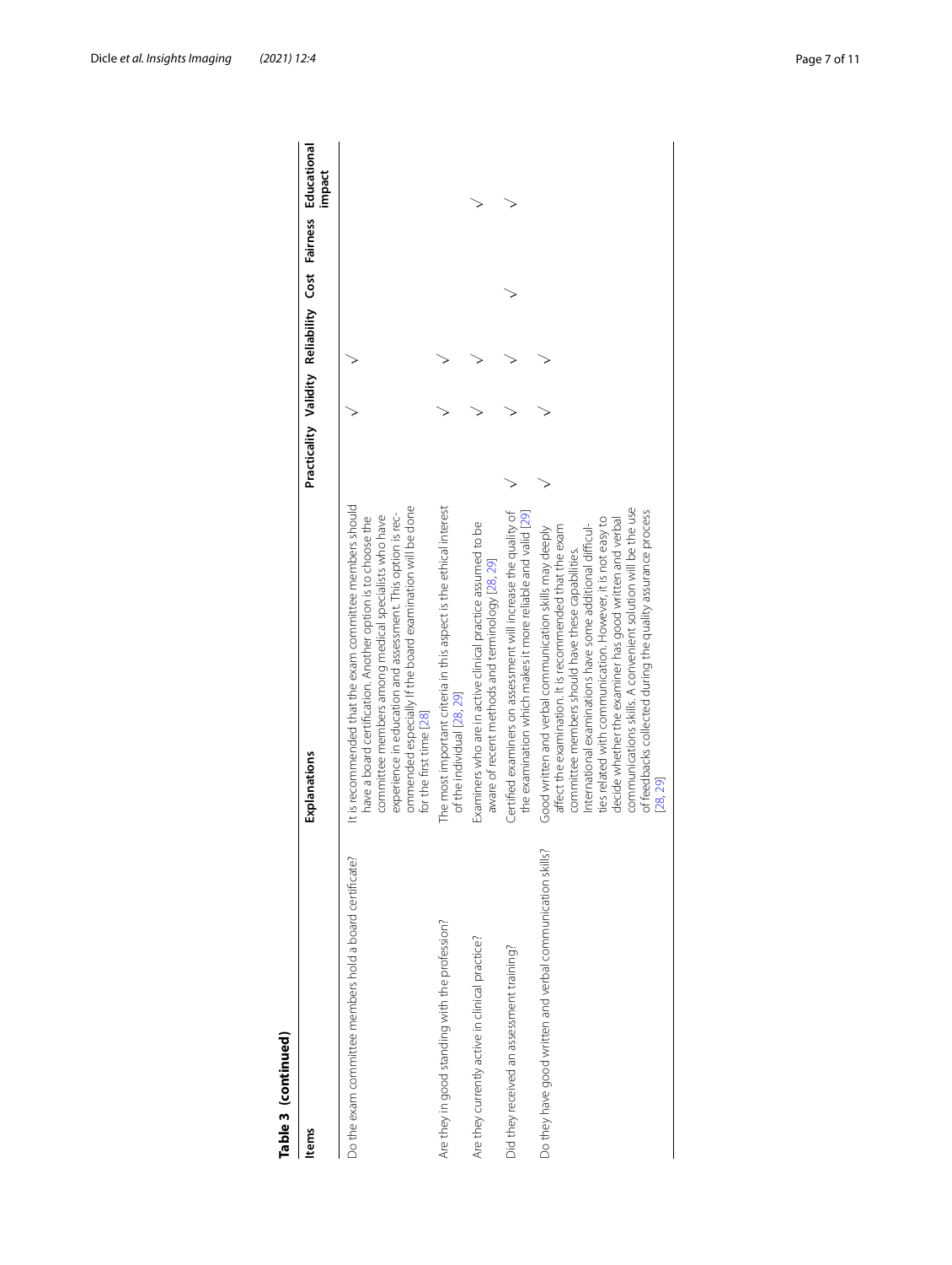**Table 3 (continued)**

| Items | Explanations | Practicality | Validity | Reliability | Cost | Fairness | Educational impact |
|---|---|---|---|---|---|---|---|
| Do the exam committee members hold a board certificate? | It is recommended that the exam committee members should have a board certification. Another option is to choose the committee members among medical specialists who have experience in education and assessment. This option is recommended especially if the board examination will be done for the first time [28] | | √ | √ | | | |
| Are they in good standing with the profession? | The most important criteria in this aspect is the ethical interest of the individual [28, 29] | | √ | √ | | | |
| Are they currently active in clinical practice? | Examiners who are in active clinical practice assumed to be aware of recent methods and terminology [28, 29] | | √ | √ | | | √ |
| Did they received an assessment training? | Certified examiners on assessment will increase the quality of the examination which makes it more reliable and valid [29] | √ | √ | √ | √ | | √ |
| Do they have good written and verbal communication skills? | Good written and verbal communication skills may deeply affect the examination. It is recommended that the exam committee members should have these capabilities. International examinations have some additional difficulties related with communication. However, it is not easy to decide whether the examiner has good written and verbal communications skills. A convenient solution will be the use of feedbacks collected during the quality assurance process [28, 29] | √ | √ | √ | | | |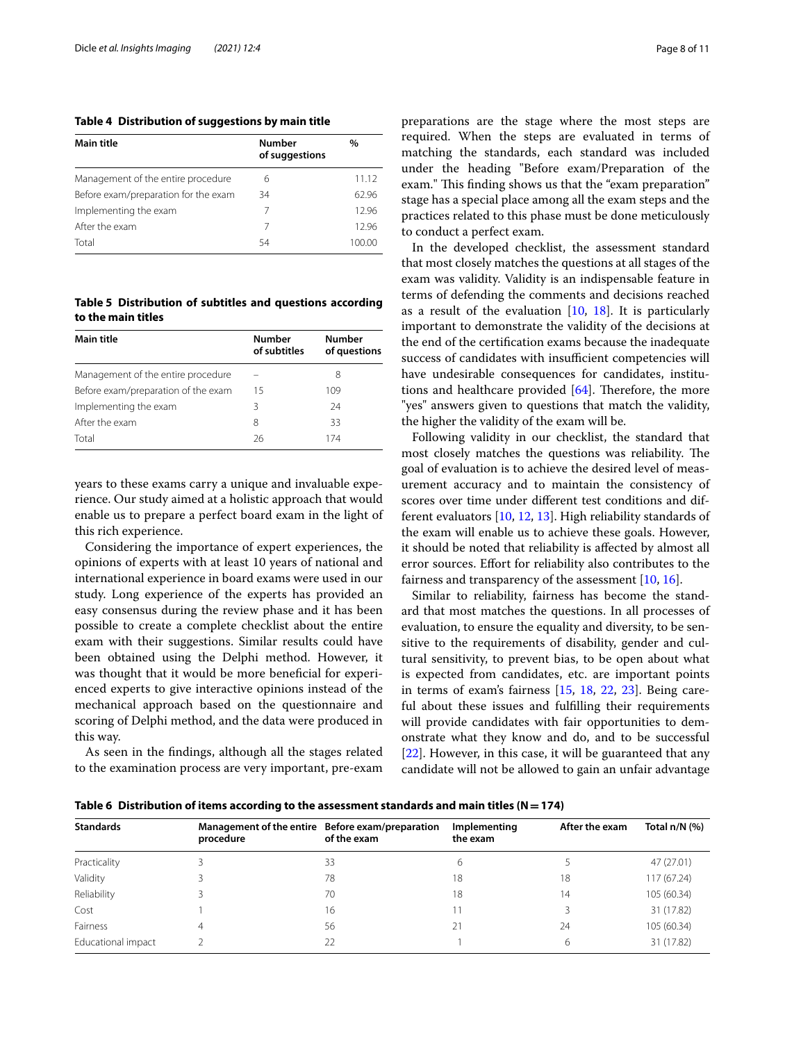**Table 4 Distribution of suggestions by main title**

| Main title | Number of suggestions | % |
|---|---|---|
| Management of the entire procedure | 6 | 11.12 |
| Before exam/preparation for the exam | 34 | 62.96 |
| Implementing the exam | 7 | 12.96 |
| After the exam | 7 | 12.96 |
| Total | 54 | 100.00 |

**Table 5 Distribution of subtitles and questions according to the main titles**

| Main title | Number of subtitles | Number of questions |
|---|---|---|
| Management of the entire procedure | – | 8 |
| Before exam/preparation of the exam | 15 | 109 |
| Implementing the exam | 3 | 24 |
| After the exam | 8 | 33 |
| Total | 26 | 174 |

years to these exams carry a unique and invaluable experience. Our study aimed at a holistic approach that would enable us to prepare a perfect board exam in the light of this rich experience.

Considering the importance of expert experiences, the opinions of experts with at least 10 years of national and international experience in board exams were used in our study. Long experience of the experts has provided an easy consensus during the review phase and it has been possible to create a complete checklist about the entire exam with their suggestions. Similar results could have been obtained using the Delphi method. However, it was thought that it would be more beneficial for experienced experts to give interactive opinions instead of the mechanical approach based on the questionnaire and scoring of Delphi method, and the data were produced in this way.

As seen in the findings, although all the stages related to the examination process are very important, pre-exam preparations are the stage where the most steps are required. When the steps are evaluated in terms of matching the standards, each standard was included under the heading "Before exam/Preparation of the exam." This finding shows us that the "exam preparation" stage has a special place among all the exam steps and the practices related to this phase must be done meticulously to conduct a perfect exam.

In the developed checklist, the assessment standard that most closely matches the questions at all stages of the exam was validity. Validity is an indispensable feature in terms of defending the comments and decisions reached as a result of the evaluation [10, 18]. It is particularly important to demonstrate the validity of the decisions at the end of the certification exams because the inadequate success of candidates with insufficient competencies will have undesirable consequences for candidates, institutions and healthcare provided [64]. Therefore, the more "yes" answers given to questions that match the validity, the higher the validity of the exam will be.

Following validity in our checklist, the standard that most closely matches the questions was reliability. The goal of evaluation is to achieve the desired level of measurement accuracy and to maintain the consistency of scores over time under different test conditions and different evaluators [10, 12, 13]. High reliability standards of the exam will enable us to achieve these goals. However, it should be noted that reliability is affected by almost all error sources. Effort for reliability also contributes to the fairness and transparency of the assessment [10, 16].

Similar to reliability, fairness has become the standard that most matches the questions. In all processes of evaluation, to ensure the equality and diversity, to be sensitive to the requirements of disability, gender and cultural sensitivity, to prevent bias, to be open about what is expected from candidates, etc. are important points in terms of exam's fairness [15, 18, 22, 23]. Being careful about these issues and fulfilling their requirements will provide candidates with fair opportunities to demonstrate what they know and do, and to be successful [22]. However, in this case, it will be guaranteed that any candidate will not be allowed to gain an unfair advantage

**Table 6 Distribution of items according to the assessment standards and main titles (N = 174)**

| Standards | Management of the entire procedure | Before exam/preparation of the exam | Implementing the exam | After the exam | Total n/N (%) |
|---|---|---|---|---|---|
| Practicality | 3 | 33 | 6 | 5 | 47 (27.01) |
| Validity | 3 | 78 | 18 | 18 | 117 (67.24) |
| Reliability | 3 | 70 | 18 | 14 | 105 (60.34) |
| Cost | 1 | 16 | 11 | 3 | 31 (17.82) |
| Fairness | 4 | 56 | 21 | 24 | 105 (60.34) |
| Educational impact | 2 | 22 | 1 | 6 | 31 (17.82) |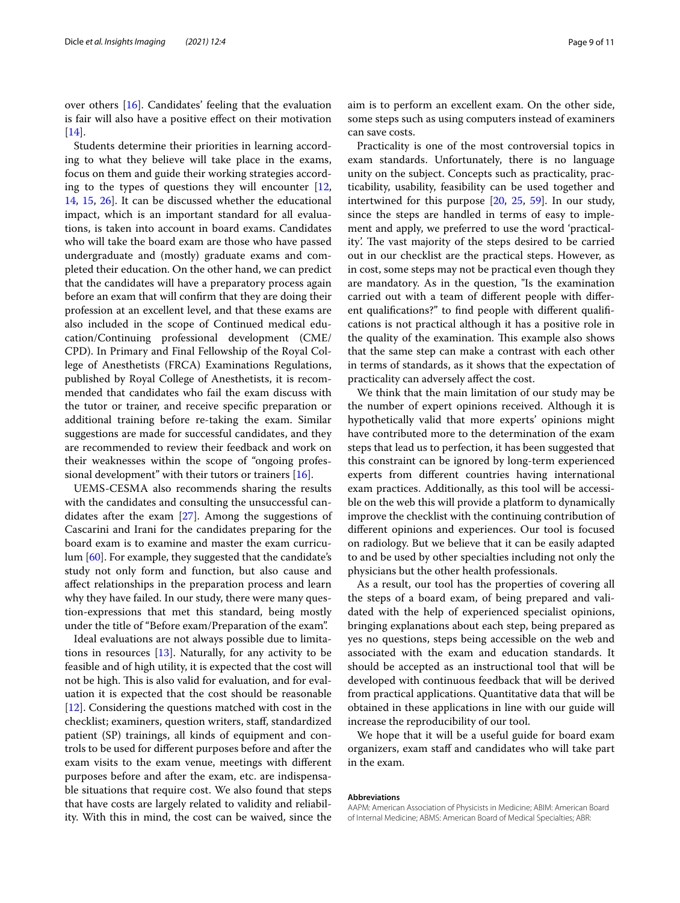over others [16]. Candidates' feeling that the evaluation is fair will also have a positive effect on their motivation [14].

Students determine their priorities in learning according to what they believe will take place in the exams, focus on them and guide their working strategies according to the types of questions they will encounter [12, 14, 15, 26]. It can be discussed whether the educational impact, which is an important standard for all evaluations, is taken into account in board exams. Candidates who will take the board exam are those who have passed undergraduate and (mostly) graduate exams and completed their education. On the other hand, we can predict that the candidates will have a preparatory process again before an exam that will confirm that they are doing their profession at an excellent level, and that these exams are also included in the scope of Continued medical education/Continuing professional development (CME/CPD). In Primary and Final Fellowship of the Royal College of Anesthetists (FRCA) Examinations Regulations, published by Royal College of Anesthetists, it is recommended that candidates who fail the exam discuss with the tutor or trainer, and receive specific preparation or additional training before re-taking the exam. Similar suggestions are made for successful candidates, and they are recommended to review their feedback and work on their weaknesses within the scope of "ongoing professional development" with their tutors or trainers [16].

UEMS-CESMA also recommends sharing the results with the candidates and consulting the unsuccessful candidates after the exam [27]. Among the suggestions of Cascarini and Irani for the candidates preparing for the board exam is to examine and master the exam curriculum [60]. For example, they suggested that the candidate's study not only form and function, but also cause and affect relationships in the preparation process and learn why they have failed. In our study, there were many question-expressions that met this standard, being mostly under the title of "Before exam/Preparation of the exam".

Ideal evaluations are not always possible due to limitations in resources [13]. Naturally, for any activity to be feasible and of high utility, it is expected that the cost will not be high. This is also valid for evaluation, and for evaluation it is expected that the cost should be reasonable [12]. Considering the questions matched with cost in the checklist; examiners, question writers, staff, standardized patient (SP) trainings, all kinds of equipment and controls to be used for different purposes before and after the exam visits to the exam venue, meetings with different purposes before and after the exam, etc. are indispensable situations that require cost. We also found that steps that have costs are largely related to validity and reliability. With this in mind, the cost can be waived, since the aim is to perform an excellent exam. On the other side, some steps such as using computers instead of examiners can save costs.

Practicality is one of the most controversial topics in exam standards. Unfortunately, there is no language unity on the subject. Concepts such as practicality, practicability, usability, feasibility can be used together and intertwined for this purpose [20, 25, 59]. In our study, since the steps are handled in terms of easy to implement and apply, we preferred to use the word 'practicality'. The vast majority of the steps desired to be carried out in our checklist are the practical steps. However, as in cost, some steps may not be practical even though they are mandatory. As in the question, "Is the examination carried out with a team of different people with different qualifications?" to find people with different qualifications is not practical although it has a positive role in the quality of the examination. This example also shows that the same step can make a contrast with each other in terms of standards, as it shows that the expectation of practicality can adversely affect the cost.

We think that the main limitation of our study may be the number of expert opinions received. Although it is hypothetically valid that more experts' opinions might have contributed more to the determination of the exam steps that lead us to perfection, it has been suggested that this constraint can be ignored by long-term experienced experts from different countries having international exam practices. Additionally, as this tool will be accessible on the web this will provide a platform to dynamically improve the checklist with the continuing contribution of different opinions and experiences. Our tool is focused on radiology. But we believe that it can be easily adapted to and be used by other specialties including not only the physicians but the other health professionals.

As a result, our tool has the properties of covering all the steps of a board exam, of being prepared and validated with the help of experienced specialist opinions, bringing explanations about each step, being prepared as yes no questions, steps being accessible on the web and associated with the exam and education standards. It should be accepted as an instructional tool that will be developed with continuous feedback that will be derived from practical applications. Quantitative data that will be obtained in these applications in line with our guide will increase the reproducibility of our tool.

We hope that it will be a useful guide for board exam organizers, exam staff and candidates who will take part in the exam.

#### Abbreviations

AAPM: American Association of Physicists in Medicine; ABIM: American Board of Internal Medicine; ABMS: American Board of Medical Specialties; ABR: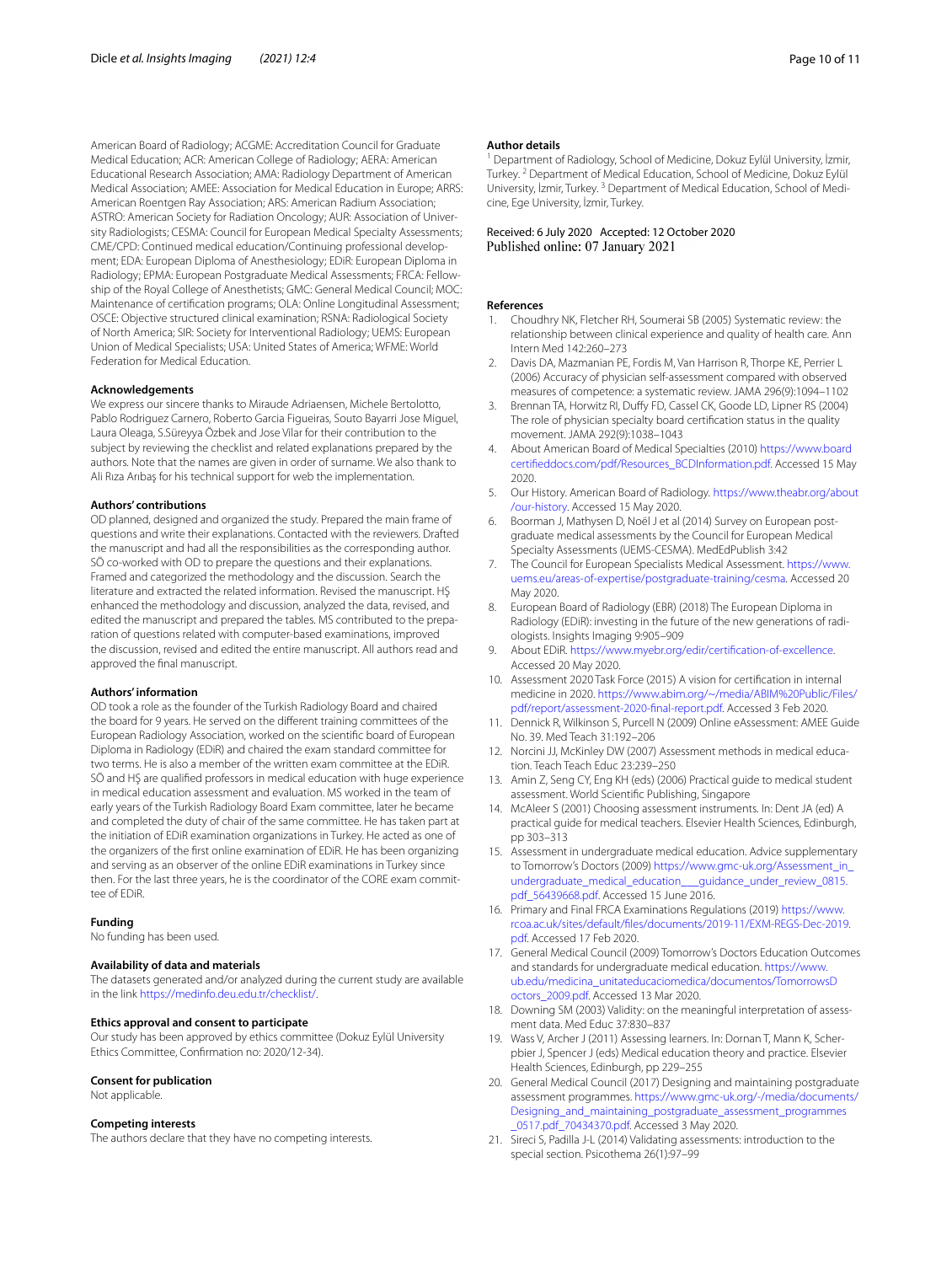American Board of Radiology; ACGME: Accreditation Council for Graduate Medical Education; ACR: American College of Radiology; AERA: American Educational Research Association; AMA: Radiology Department of American Medical Association; AMEE: Association for Medical Education in Europe; ARRS: American Roentgen Ray Association; ARS: American Radium Association; ASTRO: American Society for Radiation Oncology; AUR: Association of University Radiologists; CESMA: Council for European Medical Specialty Assessments; CME/CPD: Continued medical education/Continuing professional development; EDA: European Diploma of Anesthesiology; EDiR: European Diploma in Radiology; EPMA: European Postgraduate Medical Assessments; FRCA: Fellowship of the Royal College of Anesthetists; GMC: General Medical Council; MOC: Maintenance of certification programs; OLA: Online Longitudinal Assessment; OSCE: Objective structured clinical examination; RSNA: Radiological Society of North America; SIR: Society for Interventional Radiology; UEMS: European Union of Medical Specialists; USA: United States of America; WFME: World Federation for Medical Education.

### Acknowledgements

We express our sincere thanks to Miraude Adriaensen, Michele Bertolotto, Pablo Rodriguez Carnero, Roberto Garcia Figueiras, Souto Bayarri Jose Miguel, Laura Oleaga, S.Süreyya Özbek and Jose Vilar for their contribution to the subject by reviewing the checklist and related explanations prepared by the authors. Note that the names are given in order of surname. We also thank to Ali Rıza Arıbaş for his technical support for web the implementation.

### Authors' contributions

OD planned, designed and organized the study. Prepared the main frame of questions and write their explanations. Contacted with the reviewers. Drafted the manuscript and had all the responsibilities as the corresponding author. SÖ co-worked with OD to prepare the questions and their explanations. Framed and categorized the methodology and the discussion. Search the literature and extracted the related information. Revised the manuscript. HŞ enhanced the methodology and discussion, analyzed the data, revised, and edited the manuscript and prepared the tables. MS contributed to the preparation of questions related with computer-based examinations, improved the discussion, revised and edited the entire manuscript. All authors read and approved the final manuscript.

### Authors' information

OD took a role as the founder of the Turkish Radiology Board and chaired the board for 9 years. He served on the different training committees of the European Radiology Association, worked on the scientific board of European Diploma in Radiology (EDiR) and chaired the exam standard committee for two terms. He is also a member of the written exam committee at the EDiR. SÖ and HŞ are qualified professors in medical education with huge experience in medical education assessment and evaluation. MS worked in the team of early years of the Turkish Radiology Board Exam committee, later he became and completed the duty of chair of the same committee. He has taken part at the initiation of EDiR examination organizations in Turkey. He acted as one of the organizers of the first online examination of EDiR. He has been organizing and serving as an observer of the online EDiR examinations in Turkey since then. For the last three years, he is the coordinator of the CORE exam committee of EDiR.

### Funding

No funding has been used.

### Availability of data and materials

The datasets generated and/or analyzed during the current study are available in the link https://medinfo.deu.edu.tr/checklist/.

### Ethics approval and consent to participate

Our study has been approved by ethics committee (Dokuz Eylül University Ethics Committee, Confirmation no: 2020/12-34).

### Consent for publication

Not applicable.

### Competing interests

The authors declare that they have no competing interests.

### Author details

[1] Department of Radiology, School of Medicine, Dokuz Eylül University, İzmir, Turkey. [2] Department of Medical Education, School of Medicine, Dokuz Eylül University, İzmir, Turkey. [3] Department of Medical Education, School of Medicine, Ege University, İzmir, Turkey.

Received: 6 July 2020 Accepted: 12 October 2020
Published online: 07 January 2021

### References

1. Choudhry NK, Fletcher RH, Soumerai SB (2005) Systematic review: the relationship between clinical experience and quality of health care. Ann Intern Med 142:260–273
2. Davis DA, Mazmanian PE, Fordis M, Van Harrison R, Thorpe KE, Perrier L (2006) Accuracy of physician self-assessment compared with observed measures of competence: a systematic review. JAMA 296(9):1094–1102
3. Brennan TA, Horwitz RI, Duffy FD, Cassel CK, Goode LD, Lipner RS (2004) The role of physician specialty board certification status in the quality movement. JAMA 292(9):1038–1043
4. About American Board of Medical Specialties (2010) https://www.boardcertifieddocs.com/pdf/Resources_BCDInformation.pdf. Accessed 15 May 2020.
5. Our History. American Board of Radiology. https://www.theabr.org/about/our-history. Accessed 15 May 2020.
6. Boorman J, Mathysen D, Noël J et al (2014) Survey on European postgraduate medical assessments by the Council for European Medical Specialty Assessments (UEMS-CESMA). MedEdPublish 3:42
7. The Council for European Specialists Medical Assessment. https://www.uems.eu/areas-of-expertise/postgraduate-training/cesma. Accessed 20 May 2020.
8. European Board of Radiology (EBR) (2018) The European Diploma in Radiology (EDiR): investing in the future of the new generations of radiologists. Insights Imaging 9:905–909
9. About EDiR. https://www.myebr.org/edir/certification-of-excellence. Accessed 20 May 2020.
10. Assessment 2020 Task Force (2015) A vision for certification in internal medicine in 2020. https://www.abim.org/~/media/ABIM%20Public/Files/pdf/report/assessment-2020-final-report.pdf. Accessed 3 Feb 2020.
11. Dennick R, Wilkinson S, Purcell N (2009) Online eAssessment: AMEE Guide No. 39. Med Teach 31:192–206
12. Norcini JJ, McKinley DW (2007) Assessment methods in medical education. Teach Teach Educ 23:239–250
13. Amin Z, Seng CY, Eng KH (eds) (2006) Practical guide to medical student assessment. World Scientific Publishing, Singapore
14. McAleer S (2001) Choosing assessment instruments. In: Dent JA (ed) A practical guide for medical teachers. Elsevier Health Sciences, Edinburgh, pp 303–313
15. Assessment in undergraduate medical education. Advice supplementary to Tomorrow's Doctors (2009) https://www.gmc-uk.org/Assessment_in_undergraduate_medical_education___guidance_under_review_0815.pdf_56439668.pdf. Accessed 15 June 2016.
16. Primary and Final FRCA Examinations Regulations (2019) https://www.rcoa.ac.uk/sites/default/files/documents/2019-11/EXM-REGS-Dec-2019.pdf. Accessed 17 Feb 2020.
17. General Medical Council (2009) Tomorrow's Doctors Education Outcomes and standards for undergraduate medical education. https://www.ub.edu/medicina_unitateducaciomedica/documentos/TomorrowsDoctors_2009.pdf. Accessed 13 Mar 2020.
18. Downing SM (2003) Validity: on the meaningful interpretation of assessment data. Med Educ 37:830–837
19. Wass V, Archer J (2011) Assessing learners. In: Dornan T, Mann K, Scherpbier J, Spencer J (eds) Medical education theory and practice. Elsevier Health Sciences, Edinburgh, pp 229–255
20. General Medical Council (2017) Designing and maintaining postgraduate assessment programmes. https://www.gmc-uk.org/-/media/documents/Designing_and_maintaining_postgraduate_assessment_programmes_0517.pdf_70434370.pdf. Accessed 3 May 2020.
21. Sireci S, Padilla J-L (2014) Validating assessments: introduction to the special section. Psicothema 26(1):97–99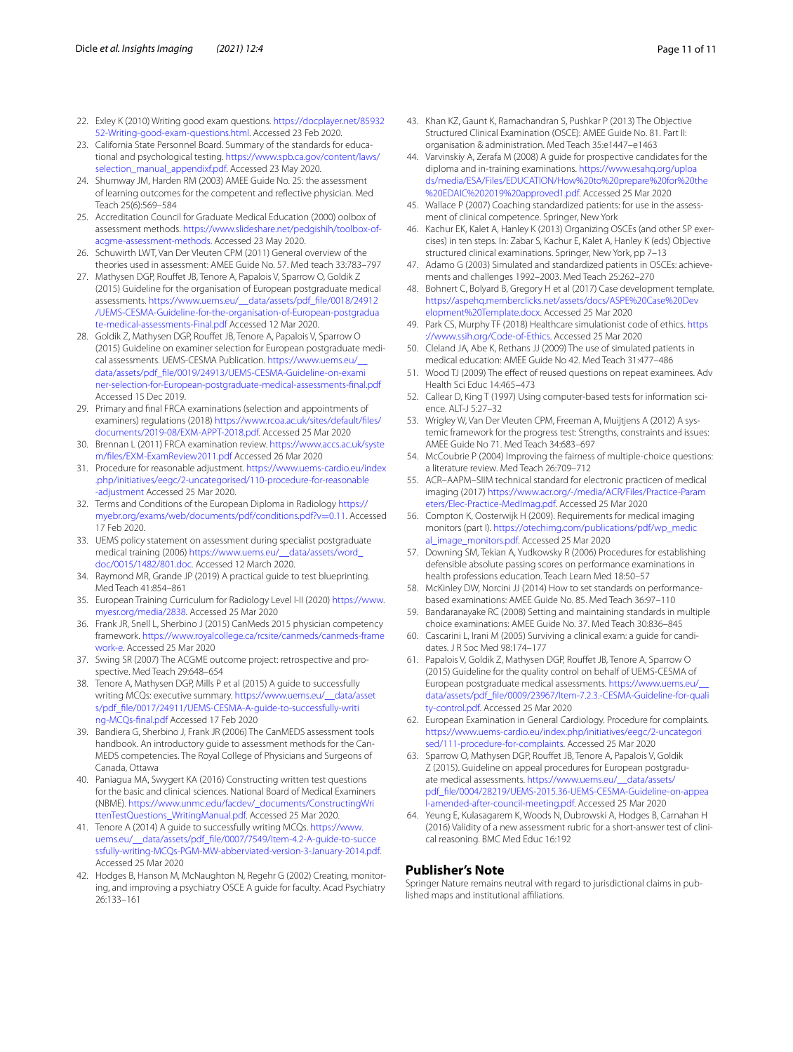22. Exley K (2010) Writing good exam questions. https://docplayer.net/8593252-Writing-good-exam-questions.html. Accessed 23 Feb 2020.
23. California State Personnel Board. Summary of the standards for educational and psychological testing. https://www.spb.ca.gov/content/laws/selection_manual_appendixf.pdf. Accessed 23 May 2020.
24. Shumway JM, Harden RM (2003) AMEE Guide No. 25: the assessment of learning outcomes for the competent and reflective physician. Med Teach 25(6):569–584
25. Accreditation Council for Graduate Medical Education (2000) oolbox of assessment methods. https://www.slideshare.net/pedgishih/toolbox-of-acgme-assessment-methods. Accessed 23 May 2020.
26. Schuwirth LWT, Van Der Vleuten CPM (2011) General overview of the theories used in assessment: AMEE Guide No. 57. Med teach 33:783–797
27. Mathysen DGP, Rouffet JB, Tenore A, Papalois V, Sparrow O, Goldik Z (2015) Guideline for the organisation of European postgraduate medical assessments. https://www.uems.eu/__data/assets/pdf_file/0018/24912/UEMS-CESMA-Guideline-for-the-organisation-of-European-postgraduate-medical-assessments-Final.pdf Accessed 12 Mar 2020.
28. Goldik Z, Mathysen DGP, Rouffet JB, Tenore A, Papalois V, Sparrow O (2015) Guideline on examiner selection for European postgraduate medical assessments. UEMS-CESMA Publication. https://www.uems.eu/__data/assets/pdf_file/0019/24913/UEMS-CESMA-Guideline-on-examiner-selection-for-European-postgraduate-medical-assessments-final.pdf Accessed 15 Dec 2019.
29. Primary and final FRCA examinations (selection and appointments of examiners) regulations (2018) https://www.rcoa.ac.uk/sites/default/files/documents/2019-08/EXM-APPT-2018.pdf. Accessed 25 Mar 2020
30. Brennan L (2011) FRCA examination review. https://www.accs.ac.uk/system/files/EXM-ExamReview2011.pdf Accessed 26 Mar 2020
31. Procedure for reasonable adjustment. https://www.uems-cardio.eu/index.php/initiatives/eegc/2-uncategorised/110-procedure-for-reasonable-adjustment Accessed 25 Mar 2020.
32. Terms and Conditions of the European Diploma in Radiology https://myebr.org/exams/web/documents/pdf/conditions.pdf?v=0.11. Accessed 17 Feb 2020.
33. UEMS policy statement on assessment during specialist postgraduate medical training (2006) https://www.uems.eu/__data/assets/word_doc/0015/1482/801.doc. Accessed 12 March 2020.
34. Raymond MR, Grande JP (2019) A practical guide to test blueprinting. Med Teach 41:854–861
35. European Training Curriculum for Radiology Level I-II (2020) https://www.myesr.org/media/2838. Accessed 25 Mar 2020
36. Frank JR, Snell L, Sherbino J (2015) CanMeds 2015 physician competency framework. https://www.royalcollege.ca/rcsite/canmeds/canmeds-framework-e. Accessed 25 Mar 2020
37. Swing SR (2007) The ACGME outcome project: retrospective and prospective. Med Teach 29:648–654
38. Tenore A, Mathysen DGP, Mills P et al (2015) A guide to successfully writing MCQs: executive summary. https://www.uems.eu/__data/assets/pdf_file/0017/24911/UEMS-CESMA-A-guide-to-successfully-writing-MCQs-final.pdf Accessed 17 Feb 2020
39. Bandiera G, Sherbino J, Frank JR (2006) The CanMEDS assessment tools handbook. An introductory guide to assessment methods for the CanMEDS competencies. The Royal College of Physicians and Surgeons of Canada, Ottawa
40. Paniagua MA, Swygert KA (2016) Constructing written test questions for the basic and clinical sciences. National Board of Medical Examiners (NBME). https://www.unmc.edu/facdev/_documents/ConstructingWrittenTestQuestions_WritingManual.pdf. Accessed 25 Mar 2020.
41. Tenore A (2014) A guide to successfully writing MCQs. https://www.uems.eu/__data/assets/pdf_file/0007/7549/Item-4.2-A-guide-to-successfully-writing-MCQs-PGM-MW-abberviated-version-3-January-2014.pdf. Accessed 25 Mar 2020
42. Hodges B, Hanson M, McNaughton N, Regehr G (2002) Creating, monitoring, and improving a psychiatry OSCE A guide for faculty. Acad Psychiatry 26:133–161
43. Khan KZ, Gaunt K, Ramachandran S, Pushkar P (2013) The Objective Structured Clinical Examination (OSCE): AMEE Guide No. 81. Part II: organisation & administration. Med Teach 35:e1447–e1463
44. Varvinskiy A, Zerafa M (2008) A guide for prospective candidates for the diploma and in-training examinations. https://www.esahq.org/uploads/media/ESA/Files/EDUCATION/How%20to%20prepare%20for%20the%20EDAIC%202019%20approved1.pdf. Accessed 25 Mar 2020
45. Wallace P (2007) Coaching standardized patients: for use in the assessment of clinical competence. Springer, New York
46. Kachur EK, Kalet A, Hanley K (2013) Organizing OSCEs (and other SP exercises) in ten steps. In: Zabar S, Kachur E, Kalet A, Hanley K (eds) Objective structured clinical examinations. Springer, New York, pp 7–13
47. Adamo G (2003) Simulated and standardized patients in OSCEs: achievements and challenges 1992–2003. Med Teach 25:262–270
48. Bohnert C, Bolyard B, Gregory H et al (2017) Case development template. https://aspehq.memberclicks.net/assets/docs/ASPE%20Case%20Development%20Template.docx. Accessed 25 Mar 2020
49. Park CS, Murphy TF (2018) Healthcare simulationist code of ethics. https://www.ssih.org/Code-of-Ethics. Accessed 25 Mar 2020
50. Cleland JA, Abe K, Rethans JJ (2009) The use of simulated patients in medical education: AMEE Guide No 42. Med Teach 31:477–486
51. Wood TJ (2009) The effect of reused questions on repeat examinees. Adv Health Sci Educ 14:465–473
52. Callear D, King T (1997) Using computer-based tests for information science. ALT-J 5:27–32
53. Wrigley W, Van Der Vleuten CPM, Freeman A, Muijtjens A (2012) A systemic framework for the progress test: Strengths, constraints and issues: AMEE Guide No 71. Med Teach 34:683–697
54. McCoubrie P (2004) Improving the fairness of multiple-choice questions: a literature review. Med Teach 26:709–712
55. ACR–AAPM–SIIM technical standard for electronic practicen of medical imaging (2017) https://www.acr.org/-/media/ACR/Files/Practice-Parameters/Elec-Practice-MedImag.pdf. Accessed 25 Mar 2020
56. Compton K, Oosterwijk H (2009). Requirements for medical imaging monitors (part I). https://otechimg.com/publications/pdf/wp_medical_image_monitors.pdf. Accessed 25 Mar 2020
57. Downing SM, Tekian A, Yudkowsky R (2006) Procedures for establishing defensible absolute passing scores on performance examinations in health professions education. Teach Learn Med 18:50–57
58. McKinley DW, Norcini JJ (2014) How to set standards on performance-based examinations: AMEE Guide No. 85. Med Teach 36:97–110
59. Bandaranayake RC (2008) Setting and maintaining standards in multiple choice examinations: AMEE Guide No. 37. Med Teach 30:836–845
60. Cascarini L, Irani M (2005) Surviving a clinical exam: a guide for candidates. J R Soc Med 98:174–177
61. Papalois V, Goldik Z, Mathysen DGP, Rouffet JB, Tenore A, Sparrow O (2015) Guideline for the quality control on behalf of UEMS-CESMA of European postgraduate medical assessments. https://www.uems.eu/__data/assets/pdf_file/0009/23967/Item-7.2.3.-CESMA-Guideline-for-quality-control.pdf. Accessed 25 Mar 2020
62. European Examination in General Cardiology. Procedure for complaints. https://www.uems-cardio.eu/index.php/initiatives/eegc/2-uncategorised/111-procedure-for-complaints. Accessed 25 Mar 2020
63. Sparrow O, Mathysen DGP, Rouffet JB, Tenore A, Papalois V, Goldik Z (2015). Guideline on appeal procedures for European postgraduate medical assessments. https://www.uems.eu/__data/assets/pdf_file/0004/28219/UEMS-2015.36-UEMS-CESMA-Guideline-on-appeal-amended-after-council-meeting.pdf. Accessed 25 Mar 2020
64. Yeung E, Kulasagarem K, Woods N, Dubrowski A, Hodges B, Carnahan H (2016) Validity of a new assessment rubric for a short-answer test of clinical reasoning. BMC Med Educ 16:192

## Publisher's Note

Springer Nature remains neutral with regard to jurisdictional claims in published maps and institutional affiliations.